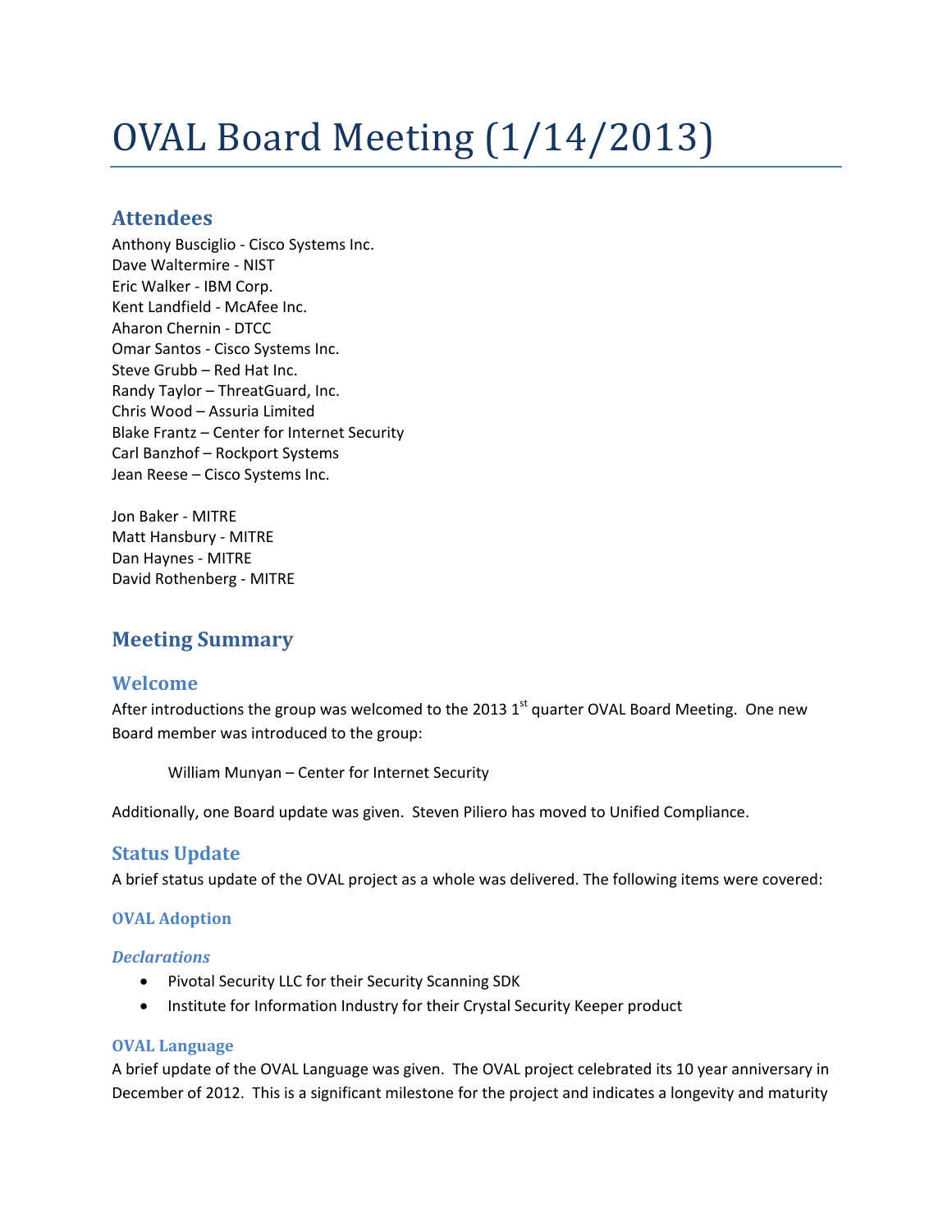# OVAL Board Meeting (1/14/2013)

## Attendees

Anthony Busciglio - Cisco Systems Inc.
Dave Waltermire - NIST
Eric Walker - IBM Corp.
Kent Landfield - McAfee Inc.
Aharon Chernin - DTCC
Omar Santos - Cisco Systems Inc.
Steve Grubb – Red Hat Inc.
Randy Taylor – ThreatGuard, Inc.
Chris Wood – Assuria Limited
Blake Frantz – Center for Internet Security
Carl Banzhof – Rockport Systems
Jean Reese – Cisco Systems Inc.

Jon Baker - MITRE
Matt Hansbury - MITRE
Dan Haynes - MITRE
David Rothenberg - MITRE

## Meeting Summary

### Welcome

After introductions the group was welcomed to the 2013 1st quarter OVAL Board Meeting. One new Board member was introduced to the group:

> William Munyan – Center for Internet Security

Additionally, one Board update was given. Steven Piliero has moved to Unified Compliance.

### Status Update

A brief status update of the OVAL project as a whole was delivered. The following items were covered:

#### OVAL Adoption

##### *Declarations*

- Pivotal Security LLC for their Security Scanning SDK
- Institute for Information Industry for their Crystal Security Keeper product

#### OVAL Language

A brief update of the OVAL Language was given. The OVAL project celebrated its 10 year anniversary in December of 2012. This is a significant milestone for the project and indicates a longevity and maturity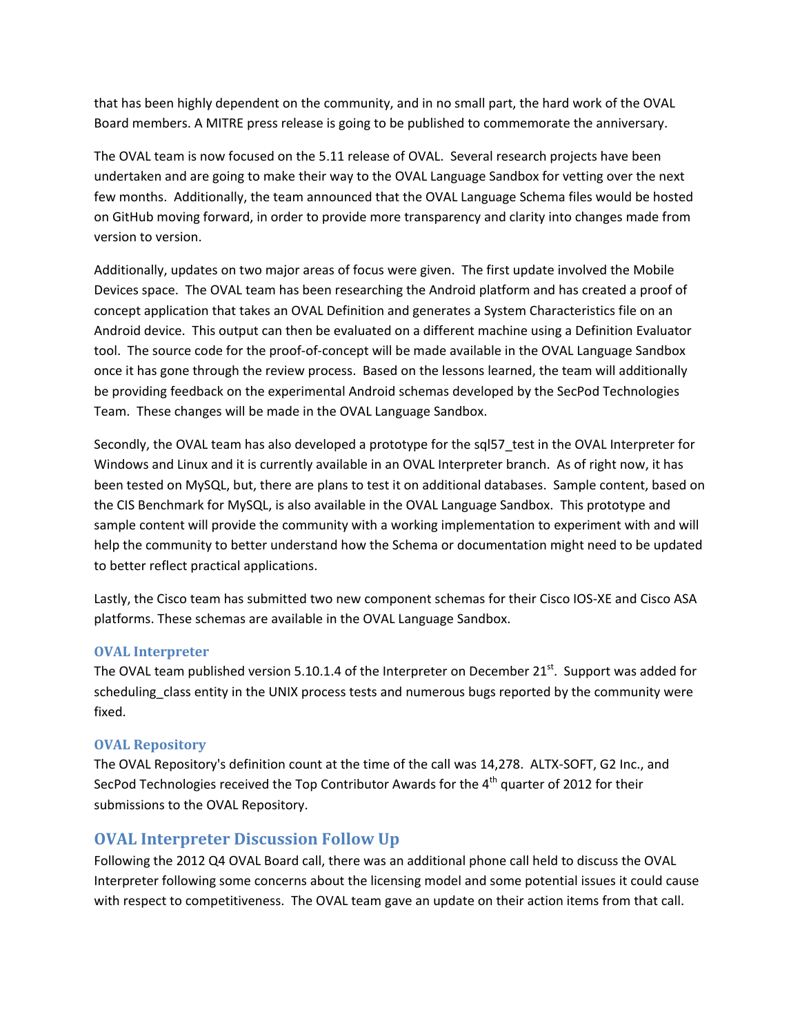that has been highly dependent on the community, and in no small part, the hard work of the OVAL Board members. A MITRE press release is going to be published to commemorate the anniversary.

The OVAL team is now focused on the 5.11 release of OVAL. Several research projects have been undertaken and are going to make their way to the OVAL Language Sandbox for vetting over the next few months. Additionally, the team announced that the OVAL Language Schema files would be hosted on GitHub moving forward, in order to provide more transparency and clarity into changes made from version to version.

Additionally, updates on two major areas of focus were given. The first update involved the Mobile Devices space. The OVAL team has been researching the Android platform and has created a proof of concept application that takes an OVAL Definition and generates a System Characteristics file on an Android device. This output can then be evaluated on a different machine using a Definition Evaluator tool. The source code for the proof-of-concept will be made available in the OVAL Language Sandbox once it has gone through the review process. Based on the lessons learned, the team will additionally be providing feedback on the experimental Android schemas developed by the SecPod Technologies Team. These changes will be made in the OVAL Language Sandbox.

Secondly, the OVAL team has also developed a prototype for the sql57_test in the OVAL Interpreter for Windows and Linux and it is currently available in an OVAL Interpreter branch. As of right now, it has been tested on MySQL, but, there are plans to test it on additional databases. Sample content, based on the CIS Benchmark for MySQL, is also available in the OVAL Language Sandbox. This prototype and sample content will provide the community with a working implementation to experiment with and will help the community to better understand how the Schema or documentation might need to be updated to better reflect practical applications.

Lastly, the Cisco team has submitted two new component schemas for their Cisco IOS-XE and Cisco ASA platforms. These schemas are available in the OVAL Language Sandbox.

### OVAL Interpreter

The OVAL team published version 5.10.1.4 of the Interpreter on December 21st. Support was added for scheduling_class entity in the UNIX process tests and numerous bugs reported by the community were fixed.

### OVAL Repository

The OVAL Repository's definition count at the time of the call was 14,278. ALTX-SOFT, G2 Inc., and SecPod Technologies received the Top Contributor Awards for the 4th quarter of 2012 for their submissions to the OVAL Repository.

## OVAL Interpreter Discussion Follow Up

Following the 2012 Q4 OVAL Board call, there was an additional phone call held to discuss the OVAL Interpreter following some concerns about the licensing model and some potential issues it could cause with respect to competitiveness. The OVAL team gave an update on their action items from that call.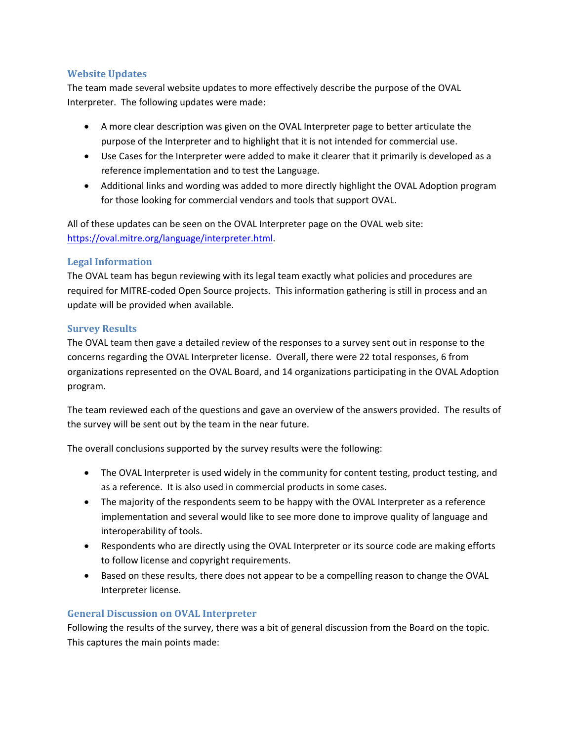### Website Updates

The team made several website updates to more effectively describe the purpose of the OVAL Interpreter. The following updates were made:

- A more clear description was given on the OVAL Interpreter page to better articulate the purpose of the Interpreter and to highlight that it is not intended for commercial use.
- Use Cases for the Interpreter were added to make it clearer that it primarily is developed as a reference implementation and to test the Language.
- Additional links and wording was added to more directly highlight the OVAL Adoption program for those looking for commercial vendors and tools that support OVAL.

All of these updates can be seen on the OVAL Interpreter page on the OVAL web site: [https://oval.mitre.org/language/interpreter.html](https://oval.mitre.org/language/interpreter.html).

### Legal Information

The OVAL team has begun reviewing with its legal team exactly what policies and procedures are required for MITRE-coded Open Source projects. This information gathering is still in process and an update will be provided when available.

### Survey Results

The OVAL team then gave a detailed review of the responses to a survey sent out in response to the concerns regarding the OVAL Interpreter license. Overall, there were 22 total responses, 6 from organizations represented on the OVAL Board, and 14 organizations participating in the OVAL Adoption program.

The team reviewed each of the questions and gave an overview of the answers provided. The results of the survey will be sent out by the team in the near future.

The overall conclusions supported by the survey results were the following:

- The OVAL Interpreter is used widely in the community for content testing, product testing, and as a reference. It is also used in commercial products in some cases.
- The majority of the respondents seem to be happy with the OVAL Interpreter as a reference implementation and several would like to see more done to improve quality of language and interoperability of tools.
- Respondents who are directly using the OVAL Interpreter or its source code are making efforts to follow license and copyright requirements.
- Based on these results, there does not appear to be a compelling reason to change the OVAL Interpreter license.

### General Discussion on OVAL Interpreter

Following the results of the survey, there was a bit of general discussion from the Board on the topic. This captures the main points made: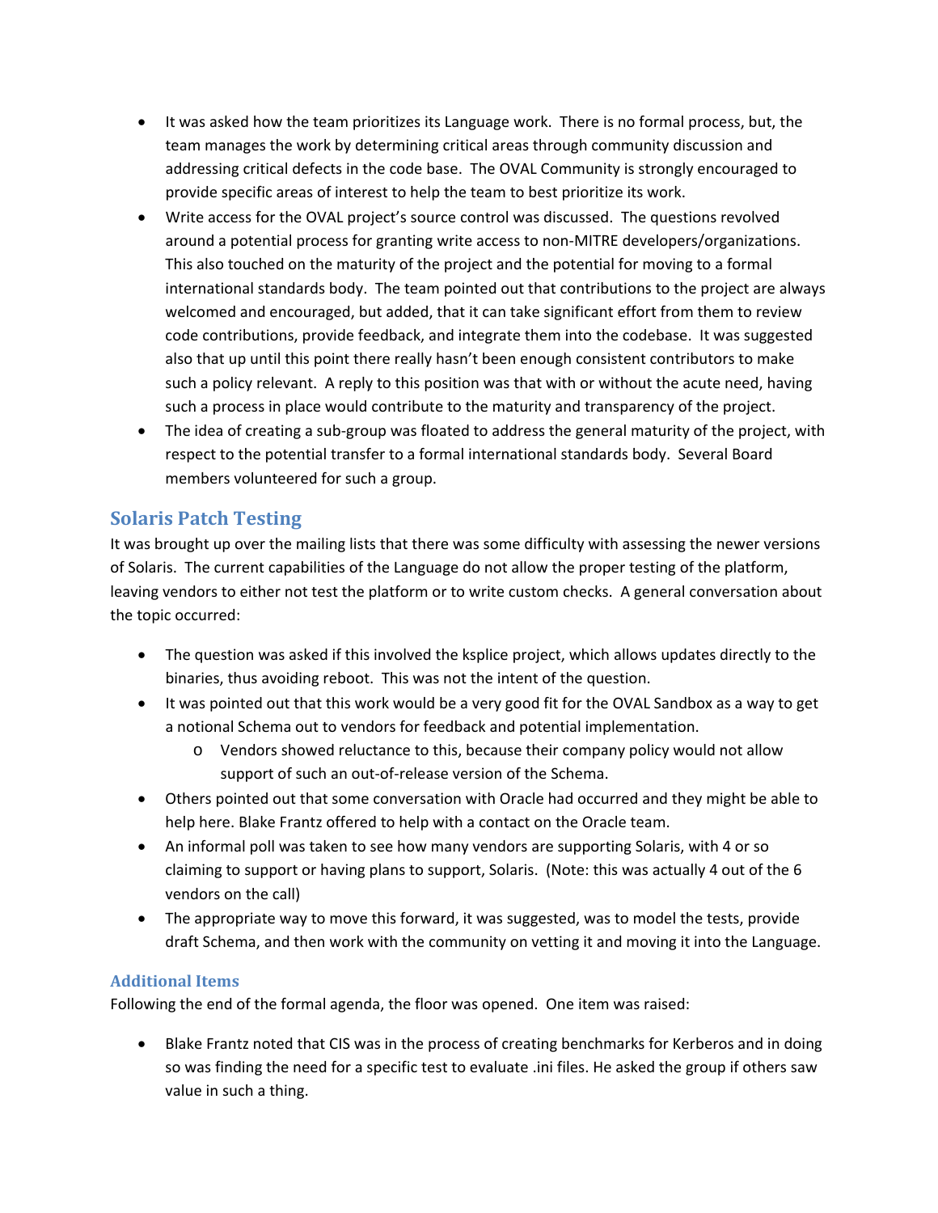- It was asked how the team prioritizes its Language work. There is no formal process, but, the team manages the work by determining critical areas through community discussion and addressing critical defects in the code base. The OVAL Community is strongly encouraged to provide specific areas of interest to help the team to best prioritize its work.
- Write access for the OVAL project's source control was discussed. The questions revolved around a potential process for granting write access to non-MITRE developers/organizations. This also touched on the maturity of the project and the potential for moving to a formal international standards body. The team pointed out that contributions to the project are always welcomed and encouraged, but added, that it can take significant effort from them to review code contributions, provide feedback, and integrate them into the codebase. It was suggested also that up until this point there really hasn't been enough consistent contributors to make such a policy relevant. A reply to this position was that with or without the acute need, having such a process in place would contribute to the maturity and transparency of the project.
- The idea of creating a sub-group was floated to address the general maturity of the project, with respect to the potential transfer to a formal international standards body. Several Board members volunteered for such a group.

## Solaris Patch Testing

It was brought up over the mailing lists that there was some difficulty with assessing the newer versions of Solaris. The current capabilities of the Language do not allow the proper testing of the platform, leaving vendors to either not test the platform or to write custom checks. A general conversation about the topic occurred:

- The question was asked if this involved the ksplice project, which allows updates directly to the binaries, thus avoiding reboot. This was not the intent of the question.
- It was pointed out that this work would be a very good fit for the OVAL Sandbox as a way to get a notional Schema out to vendors for feedback and potential implementation.
    - Vendors showed reluctance to this, because their company policy would not allow support of such an out-of-release version of the Schema.
- Others pointed out that some conversation with Oracle had occurred and they might be able to help here. Blake Frantz offered to help with a contact on the Oracle team.
- An informal poll was taken to see how many vendors are supporting Solaris, with 4 or so claiming to support or having plans to support, Solaris. (Note: this was actually 4 out of the 6 vendors on the call)
- The appropriate way to move this forward, it was suggested, was to model the tests, provide draft Schema, and then work with the community on vetting it and moving it into the Language.

### Additional Items

Following the end of the formal agenda, the floor was opened. One item was raised:

- Blake Frantz noted that CIS was in the process of creating benchmarks for Kerberos and in doing so was finding the need for a specific test to evaluate .ini files. He asked the group if others saw value in such a thing.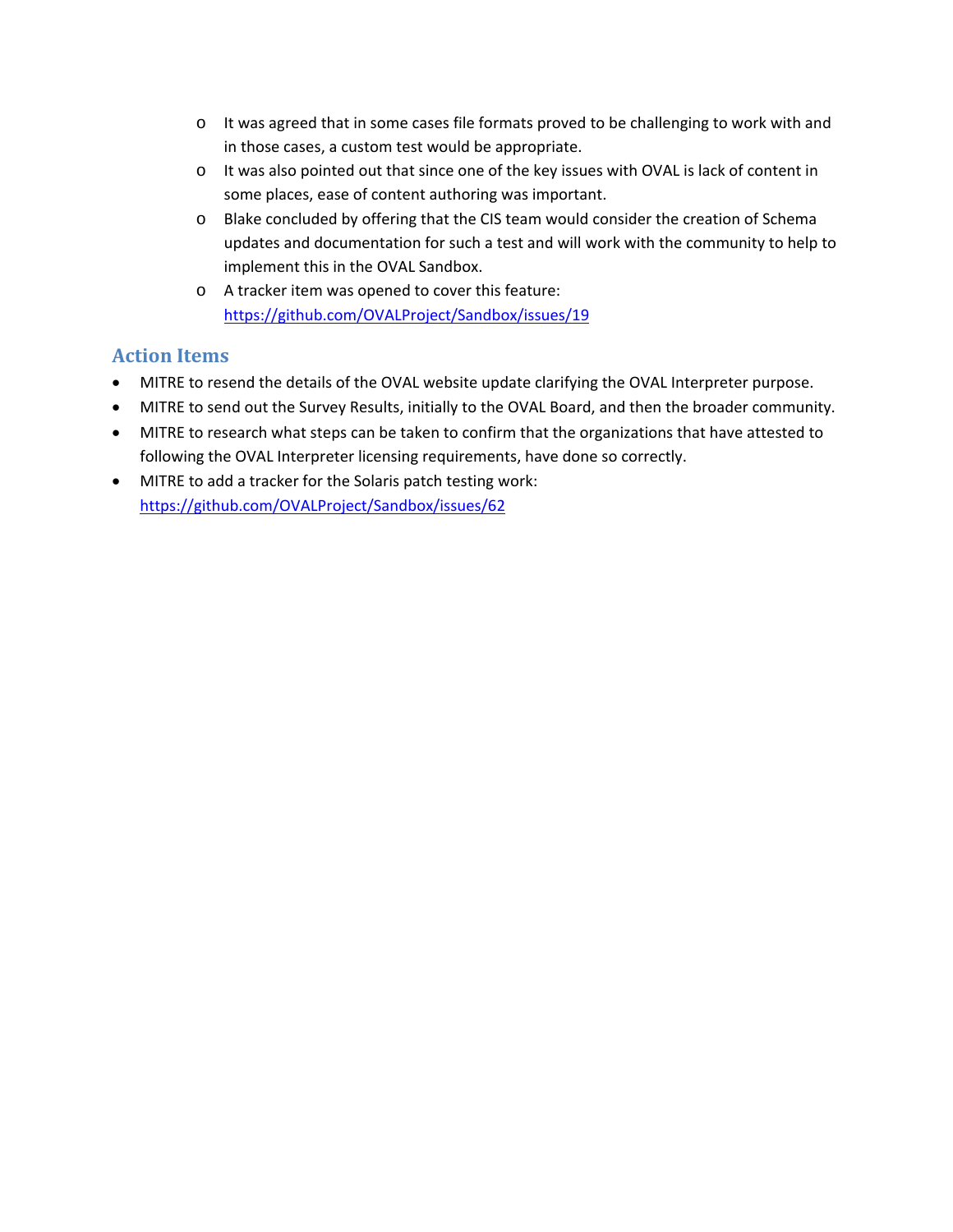- It was agreed that in some cases file formats proved to be challenging to work with and in those cases, a custom test would be appropriate.
  - It was also pointed out that since one of the key issues with OVAL is lack of content in some places, ease of content authoring was important.
  - Blake concluded by offering that the CIS team would consider the creation of Schema updates and documentation for such a test and will work with the community to help to implement this in the OVAL Sandbox.
  - A tracker item was opened to cover this feature: https://github.com/OVALProject/Sandbox/issues/19

## Action Items

- MITRE to resend the details of the OVAL website update clarifying the OVAL Interpreter purpose.
- MITRE to send out the Survey Results, initially to the OVAL Board, and then the broader community.
- MITRE to research what steps can be taken to confirm that the organizations that have attested to following the OVAL Interpreter licensing requirements, have done so correctly.
- MITRE to add a tracker for the Solaris patch testing work: https://github.com/OVALProject/Sandbox/issues/62